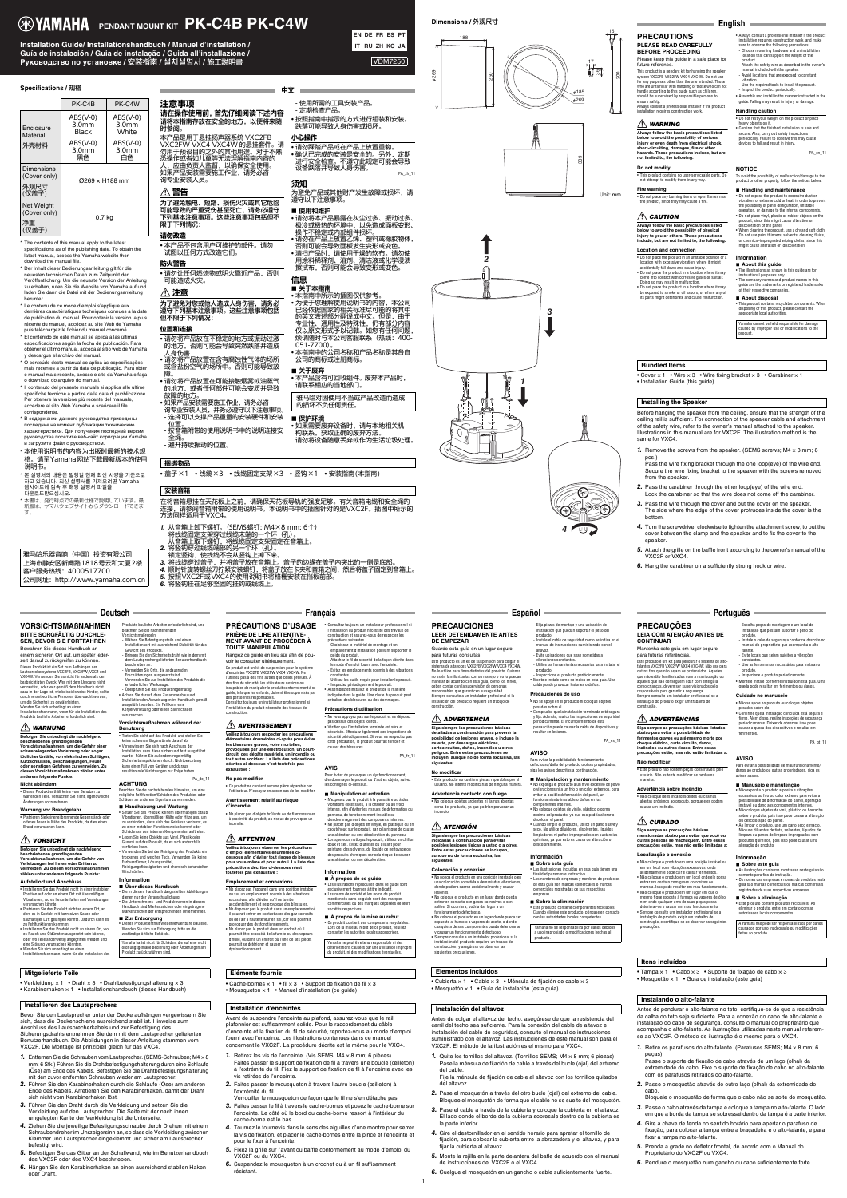# YAMAHA PENDANT MOUNT KIT PK-C4B PK-C4W

**Installation Guide/ Installationshandbuch / Manuel d'installation / Guía de instalación / Guia de instalação / Guida all'installazione / Руководство по установке / 安装指南 / 설치설명서 / 施工説明書**

EN DE FR ES PT
IT RU ZH KO JA

VDM7250

## Specifications / 规格

| | PK-C4B | PK-C4W |
|---|---|---|
| Enclosure Material<br>外壳材料 | ABS(V-0) 3.0mm Black<br>ABS(V-0) 3.0mm 黑色 | ABS(V-0) 3.0mm White<br>ABS(V-0) 3.0mm 白色 |
| Dimensions (Cover only)<br>外形尺寸 (仅盖子) | Ø269 × H188 mm | |
| Net Weight (Cover only)<br>净重 (仅盖子) | 0.7 kg | |

- The contents of this manual apply to the latest specifications as of the publishing date. To obtain the latest manual, access the Yamaha website then download the manual file.
- Der Inhalt dieser Bedienungsanleitung gilt für die neuesten technischen Daten zum Zeitpunkt der Veröffentlichung. Um die neueste Version der Anleitung zu erhalten, rufen Sie die Website von Yamaha auf und laden Sie dann die Datei mit der Bedienungsanleitung herunter.
- Le contenu de ce mode d'emploi s'applique aux dernières caractéristiques techniques connues à la date de publication du manuel. Pour obtenir la version la plus récente du manuel, accédez au site Web de Yamaha puis téléchargez le fichier du manuel concerné.
- El contenido de este manual se aplica a las últimas especificaciones a partir de la fecha de publicación. Para obtener el último manual, acceda al sitio web de Yamaha y descargue el archivo del manual.
- O conteúdo deste manual se aplica às especificações mais recentes a partir da data de publicação. Para obter o manual mais recente, acesse o site da Yamaha e faça o download do arquivo do manual.
- Il contenuto del presente manuale si applica alle ultime specifiche tecniche a partire dalla data di pubblicazione. Per ottenere la versione più recente del manuale, accedere al sito Web Yamaha e scaricare il file corrispondente.
- В содержании данного руководства приведены последние на момент публикации технические характеристики. Для получения последней версии руководства посетите веб-сайт корпорации Yamaha и загрузите файл с руководством.
- 本使用说明书的内容为出版时最新的技术规格。请至Yamaha网站下载最新版本的使用说明书。
- 본 설명서의 내용은 발행일 현재 최신 사양을 기준으로 하고 있습니다. 최신 설명서를 가져오려면 Yamaha 웹사이트에 접속 후 해당 설명서 파일을 다운로드받으십시오.
- 本書は、発行時点での最新仕様で説明しています。最新版は、ヤマハウェブサイトからダウンロードできます。

雅马哈乐器音响（中国）投资有限公司
上海市静安区新闸路1818号云和大厦2楼
客户服务热线：4000517700
公司网址：http://www.yamaha.com.cn

## 中文

### 注意事项

**请在操作使用前，首先仔细阅读下述内容**

请将本指南存放在安全的地方，以便将来随时参阅。

本产品是用于悬挂扬声器系统 VXC2FB VXC2FW VXC4 VXC4W 的悬挂套件。请勿用于预设目的之外的其他用途。对于不熟悉操作或者幼儿(童等无法理解指南内容的人，应由负责人监督，以确保安全使用。如果产品安装需要施工作业，请务必咨询专业安装人员。

### ⚠ 警告

**为了避免触电、短路、损伤火灾或其它危险可能导致的严重受伤甚至死亡，请务必遵守下列基本注意事项。这些注意事项包括但不限于下列情况：**

**请勿改装**

- 本产品不包含用户可维护的部件。请勿试图以任何方式改造它们。

**防火警告**

- 请勿在任何燃烧物或明火靠近产品，否则可能造成火灾。

### ⚠ 注意

**为了避免对您或他人造成人身伤害，请务必遵守下列基本注意事项。这些注意事项包括但不限于下列情况：**

**位置和连接**

- 请勿将产品放在不稳定的地方或振动过激的地方，否则可能会导致突然跌落并造成人身伤害。
- 请勿将产品放置在含有腐蚀性气体的场所或含盐的空气的场所中，否则可能导致故障。
- 请勿将产品放置在可能接触或腐蚀油蒸气的地方，或者任何可能会变质并导致故障的地方。
- 如果产品安装需要施工作业，请务必咨询专业安装人员，并务必遵守以下注意事项。
  - 选择可以支撑产品重量的安装硬件和安装位置。
  - 按音箱附带的使用说明书中的说明连接安全绳。
  - 避开持续振动的位置。
- 使用所需的工具安装产品。
- 定期检查产品。
- 按照扬声器指南的方式进行组装和安装。跌落可能导致人身伤害或损坏。

**小心操作**

- 请勿踩踏产品或在产品上放置重物。
- 确认已完成的安装是安全的。另外，定期进行安全检查。不遵守此规定可能会导致设备跌落并导致人身伤害。

PA_zh_11

### 须知

为避免产品或其他财产发生故障或损坏，请遵守以下注意事项。

**■ 使用和维护**

- 请勿将本产品暴露在灰尘过多、振动过多、极冷或极热的环境中，以免造成面板变形、操作不稳定或内部组件损坏。
- 请勿在产品上放置乙烯、塑料或橡胶物体，否则可能会导致面板变色或变形。
- 清洁产品时，请使用干燥的软布。请勿使用涂料稀释剂、溶剂、清洁液或化学浸渍擦拭布，否则可能导致变形或变色。

### 信息

**■ 关于本指南**

- 本指南中所示的插图仅供参考。
- 为便于您理解使用说明书的内容，本公司已经依据国家的相关标准尽可能的将其中的英文表述部分翻译成中文。但是，由于专业性、通用性及特殊性，仍有部分内容仅以原文形式予以记载。如您有任何问题，烦请随时与本公司客服联系（热线：400-051-7700）。
- 本指南中的公司名称和产品名称是其各自公司的商标或注册商标。

**■ 关于废弃**

- 本产品含有可回收组件，废弃本产品时，请联系相应的当地部门。

雅马哈对因使用不当或产品改造而造成的损坏不负任何责任。

**■ 保护环境**

- 如果需要废弃设备时，请与本地相关机构联系，获取正确的废弃方法。请勿将设备随意丢弃或作为生活垃圾处理。

### 捆绑物品

- 盖子 × 1 • 线绳 × 3 • 线缆固定支架 × 3 • 竖钩 × 1 • 安装指南（本指南）

### 安装音箱

在将音箱悬挂在天花板上之前，请确保天花板导轨的强度足够。有关音箱电缆和安全绳的连接，请参阅音箱附带的使用说明书。本说明书中的插图针对的是 VXC2F。插图中所示的方法同样适用于 VXC4。

1. 从音箱上卸下螺钉。(SEMS 螺钉：M4 × 8 mm：6 个)
   将线缆固定支架穿过线缆末端的一个环（孔）。
   从音箱上卸下螺钉，将线缆固定支架固定在音箱上。
2. 将竖钩穿过线缆端的另一个环（孔）。
   锁定竖钩，使线缆不会从竖钩上掉下来。
3. 将线缆穿过盖子，并将盖子放在音箱上。盖子的边缘在盖子内突出的一侧是底部。
4. 顺时针旋转螺丝刀拧紧安装螺钉，将盖子放在夹具和音箱之间，然后将盖子固定到音箱上。
5. 按照 VXC2F 或 VXC4 的使用说明书将格栅安装在挡板前部。
6. 将竖钩挂在足够坚固的挂钩或线缆上。

## Dimensions / 外观尺寸

188, 15, 17, 35, 200, 280, 309, φ269, φ185, φ269

Unit: mm

## English

### PRECAUTIONS

**PLEASE READ CAREFULLY BEFORE PROCEEDING**

Please keep this guide in a safe place for future reference.

This product is a pendant kit for hanging the speaker system VXC2FB VXC2FW VXC4 VXC4W. Do not use for any purposes other than the one intended. Those who are unfamiliar with handling or those who can not handle according to this guide such as children, should be supervised by responsible persons to ensure safety.

Always consult a professional installer if the product installation requires construction work.

### ⚠ WARNING

**Always follow the basic precautions listed below to avoid the possibility of serious injury or even death from electrical shock, short-circuiting, damages, fire or other hazards. These precautions include, but are not limited to, the following:**

**Do not modify**

- This product contains no user-serviceable parts. Do not attempt to modify them in any way.

**Fire warning**

- Do not place any burning items or open flames near the product, since they may cause a fire.

### ⚠ CAUTION

**Always follow the basic precautions listed below to avoid the possibility of physical injury to you or others. These precautions include, but are not limited to, the following:**

**Location and connection**

- Do not place the product in an unstable position or a location with excessive vibration, where it might accidentally fall down and cause injury.
- Do not place the product in a location where it may come in contact with corrosive gases or salt air. Doing so may result in malfunction.
- Do not place the product in a location where it may be exposed to smoke or oil vapors, or where any of its parts might deteriorate and cause malfunction.
- Always consult a professional installer if the product installation requires construction work, and make sure to observe the following precautions.
  - Choose mounting hardware and an installation location that can support the weight of the product.
  - Attach the safety wire as described in the owner's manual included with the speaker.
  - Avoid locations that are exposed to constant vibration.
  - Use the required tools to install the product.
  - Inspect the product periodically.
- Assemble and install in the manner instructed in the guide. Falling may result in injury or damage.

**Handling caution**

- Do not rest your weight on the product or place heavy objects on it.
- Confirm that the finished installation is safe and secure. Also, carry out safety inspections periodically. Failure to observe this may cause devices to fall and result in injury.

PA_en_11

### NOTICE

To avoid the possibility of malfunction/damage to the product or other property, follow the notices below.

**■ Handling and maintenance**

- Do not expose the product to excessive dust or vibration, or extreme cold or heat, in order to prevent the possibility of panel disfiguration, unstable operation, or damage to the internal components.
- Do not place vinyl, plastic or rubber objects on the product, since this might cause alteration or discoloration of the panel.
- When cleaning the product, use a dry and soft cloth. Do not use paint thinners, solvents, cleaning fluids, or chemical-impregnated wiping cloths, since this might cause alteration or discoloration.

### Information

**■ About this guide**

- The illustrations as shown in this guide are for instructional purposes only.
- The company names and product names in this guide are the trademarks or registered trademarks of their respective companies.

**■ About disposal**

- This product contains recyclable components. When disposing of this product, please contact the appropriate local authorities.

Yamaha cannot be held responsible for damage caused by improper use or modifications to the product.

### Bundled Items

- Cover × 1 • Wire × 3 • Wire fixing bracket × 3 • Carabiner × 1
- Installation Guide (this guide)

### Installing the Speaker

Before hanging the speaker from the ceiling, ensure that the strength of the ceiling rail is sufficient. For connection of the speaker cable and attachment of the safety wire, refer to the owner's manual attached to the speaker. Illustrations in this manual are for VXC2F. The illustration method is the same for VXC4.

1. Remove the screws from the speaker. (SEMS screws; M4 × 8 mm; 6 pcs.)
   Pass the wire fixing bracket through the one loop(eye) of the wire end. Secure the wire fixing bracket to the speaker with the screws removed from the speaker.
2. Pass the carabiner through the other loop(eye) of the wire end. Lock the carabiner so that the wire does not come off the carabiner.
3. Pass the wire through the cover and put the cover on the speaker. The side where the edge of the cover protrudes inside the cover is the bottom.
4. Turn the screwdriver clockwise to tighten the attachment screw, to put the cover between the clamp and the speaker and to fix the cover to the speaker.
5. Attach the grille on the baffle front according to the owner's manual of the VXC2F or VXC4.
6. Hang the carabiner on a sufficiently strong hook or wire.

## Deutsch

### VORSICHTSMAẞNAHMEN

**BITTE SORGFÄLTIG DURCHLESEN, BEVOR SIE FORTFAHREN**

Bewahren Sie dieses Handbuch an einem sicheren Ort auf, um später jederzeit darauf zurückgreifen zu können.

Dieses Produkt ist ein Set zum Aufhängen der Lautsprechersysteme VXC2FB, VXC2FW, VXC4 und VXC4W. Verwenden Sie es nicht für andere als den beabsichtigten Zweck. Wer mit dem Umgang nicht vertraut ist, oder wer gemäß den Anweisungen nicht dazu in der Lage ist, wie beispielsweise Kinder, sollte durch verantwortliche Personen beaufsichtigt werden, um die Sicherheit zu gewährleisten.

Wenden Sie sich unbedingt an einen Installationsfachmann, wenn für die Installation des Produkts bauliche Arbeiten erforderlich sind.

### ⚠ WARNUNG

**Befolgen Sie unbedingt die nachfolgend beschriebenen grundlegenden Vorsichtsmaßnahmen, um die Gefahr einer schwerwiegenden Verletzung oder sogar tödlicher Unfälle, von elektrischen Schlägen, Kurzschlüssen, Beschädigungen, Feuer oder sonstigen Gefahren zu vermeiden. Zu diesen Vorsichtsmaßnahmen zählen unter anderem folgende Punkte:**

**Nicht abändern**

- Dieses Produkt enthält keine vom Benutzer zu wartenden Teile. Versuchen Sie nicht, irgendwelche Änderungen vorzunehmen.

**Warnung vor Brandgefahr**

- Platzieren Sie keinerlei brennende Gegenstände oder offenes Feuer in Nähe des Produkts, da dies einen Brand verursachen kann.

### ⚠ VORSICHT

**Befolgen Sie unbedingt die nachfolgend beschriebenen grundlegenden Vorsichtsmaßnahmen, um die Gefahr von Verletzungen bei Ihnen oder Dritten zu vermeiden. Zu diesen Vorsichtsmaßnahmen zählen unter anderem folgende Punkte:**

**Aufstellort und Anschluss**

- Installieren Sie das Produkt nicht in einer instabilen Position auf oder an einem Ort mit übermäßigen Vibrationen, wo es herunterfallen und Verletzungen verursachen könnte.
- Platzieren Sie das Produkt nicht an einem Ort, an dem es in Kontakt mit korrosiven Gasen oder salzhaltiger Luft gelangen könnte. Dadurch kann es zu Fehlfunktionen kommen.
- Installieren Sie das Produkt nicht an einem Ort, wo es Rauch oder Öldämpfen ausgesetzt sein könnte, oder wo Teile irgendwelche Teile verschleißen und eine Störung verursachen könnten.
- Wenden Sie sich unbedingt an einen Installationsfachmann, wenn für die Installation des Produkts bauliche Arbeiten erforderlich sind, und beachten Sie die nachstehenden Vorsichtsmaßnahmen.
  - Wählen Sie Befestigungsteile und einen Installationsort mit ausreichend Stabilität für das Gewicht des Produkts.
  - Bringen Sie den Sicherheitsdraht wie in dem mit dem Lautsprecher gelieferten Benutzerhandbuch beschrieben an.
  - Vermeiden Sie Orte, die andauernden Erschütterungen ausgesetzt sind.
  - Verwenden Sie zur Installation des Produkts die erforderlichen Werkzeuge.
  - Überprüfen Sie das Produkt regelmäßig.
- Achten Sie darauf, dass Zusammenbau und Installation des Anweisungen im Handbuch gemäß ausgeführt werden. Ein Fall kann eine Körperverletzung oder einen Sachschaden verursachen.

**Vorsichtsmaßnahmen während der Benutzung**

- Treten Sie nicht auf das Produkt, und stellen Sie keine schweren Gegenstände darauf ab.
- Vergewissern Sie sich nach Abschluss der Installation, dass diese sicher und fest ausgeführt wurde. Führen Sie außerdem regelmäßig Sicherheitsinspektionen durch. Nichtbeachtung kann einen Fall von Geräten und daraus resultierende Verletzungen zur Folge haben.

PA_de_11

### ACHTUNG

Beachten Sie die nachstehenden Hinweise, um eine mögliche Fehlfunktion/Schäden des Produktes oder Schäden an anderen Eigentum zu vermeiden.

**■ Handhabung und Wartung**

- Setzen Sie das Produkt keinem übermäßigen Staub, Vibrationen, übermäßiger Kälte oder Hitze aus, um zu verhindern, dass sich das Gehäuse verformt, es zu einer instabilen Funktionsweise kommt oder Schäden an den internen Komponenten auftreten.
- Legen Sie keine Objekte aus Vinyl, Plastik oder Gummi auf das Produkt, da dies eine Veränderung oder Verfärbung der Oberfläche verursachen kann.
- Verwenden Sie bei der Reinigung des Produkts ein trockenes und weiches Tuch. Verwenden Sie keine Farbverdünner, Lösungsmittel, Reinigungsflüssigkeiten oder chemisch behandelten Reinigungstücher, da dies Veränderungen oder Verfärbungen verursachen kann.

### Information

**■ Über dieses Handbuch**

- Die in diesem Handbuch dargestellten Abbildungen dienen nur der Veranschaulichung.
- Die Unternehmens- und Produktnamen in diesem Handbuch sind Warenzeichen oder eingetragene Markenzeichen der entsprechenden Unternehmen.

**■ Zur Entsorgung**

- Dieses Produkt enthält wiederverwertbare Bauteile. Wenden Sie sich zur Entsorgung bitte an die zuständige örtliche Behörde.

Yamaha haftet nicht für Schäden, die auf eine nicht ordnungsgemäße Bedienung oder Änderungen am Produkt zurückzuführen sind.

### Mitgelieferte Teile

- Verkleidung × 1 • Draht × 3 • Drahtbefestigungshalterung × 3
- Karabinerhaken × 1 • Installationshandbuch (dieses Handbuch)

### Installieren des Lautsprechers

Bevor Sie den Lautsprecher unter der Decke aufhängen vergewissern Sie sich, dass die Deckenschiene ausreichend stabil ist. Hinweise zum Anschluss des Lautsprecherkabels und zur Befestigung des Sicherungsdrahts entnehmen Sie dem mit dem Lautsprecher gelieferten Benutzerhandbuch. Die Abbildungen in dieser Anleitung stammen von VXC2F. Die Abbildung ist prinzipiell gleich für das VXC4.

1. Entfernen Sie die Schrauben vom Lautsprecher. (SEMS-Schrauben; M4 × 8 mm; 6 Stk.) Führen Sie die Drahtbefestigungshalterung durch eine Schlaufe (Öse) am Ende des Kabels. Befestigen Sie die Drahtbefestigungshalterung mit den zuvor entfernten Schrauben wieder am Lautsprecher.
2. Führen Sie den Karabinerhaken durch die Schlaufe (Öse) am anderen Ende des Kabels. Arretieren Sie den Karabinerhaken, damit der Draht sich nicht vom Karabinerhaken löst.
3. Führen Sie den Draht durch die Verkleidung und setzen Sie die Verkleidung auf den Lautsprecher. Die Seite mit der nach innen umgelegten Kante der Verkleidung ist die Unterseite.
4. Ziehen Sie die jeweilige Befestigungsschraube durch Drehen mit einem Schraubendreher im Uhrzeigersinn an, so dass die Verkleidung zwischen Klammer und Lautsprecher eingeklemmt und sicher am Lautsprecher befestigt wird.
5. Befestigen Sie das Gitter an der Schallwand, wie im Benutzerhandbuch des VXC2F oder des VXC4 beschrieben.
6. Hängen Sie den Karabinerhaken an einen ausreichend starken Haken oder Draht.

## Français

### PRÉCAUTIONS D'USAGE

**PRIÈRE DE LIRE ATTENTIVEMENT AVANT DE PROCÉDER À TOUTE MANIPULATION**

Rangez ce guide en lieu sûr afin de pouvoir le consulter ultérieurement.

Ce produit est un kit de suspension pour le système d'enceintes VXC2FB VXC2FW VXC4 VXC4W. Ne l'utilisez pas à des fins autres que celles prévues. À des fins de sécurité, les utilisateurs novices ou incapables de manipuler le produit conformément à ce guide, tels que les enfants, doivent être supervisés par des personnes responsables.

Consultez toujours un installateur professionnel si l'installation du produit nécessite des travaux de construction.

### ⚠ AVERTISSEMENT

**Veillez à toujours respecter les précautions élémentaires énumérées ci-après pour éviter les blessures graves, voire mortelles, provoquées par une électrocution, un court-circuit, des dégâts matériels, un incendie ou tout autre accident. La liste de ces précautions décrites ci-dessous n'est toutefois pas exhaustive :**

**Ne pas modifier**

- Ce produit ne contient aucune pièce réparable par l'utilisateur. N'essayez en aucun cas de modifier les pièces.

**Avertissement relatif au risque d'incendie**

- Ne placez pas d'objets brûlants ou de flammes nues à proximité du produit, au risque de provoquer un incendie.

### ⚠ ATTENTION

**Veillez à toujours observer les précautions élémentaires énumérées ci-dessous afin d'éviter tout risque de blessure pour vous-même et pour autrui. La liste des précautions décrites ci-dessous n'est toutefois pas exhaustive :**

**Emplacement et connexions**

- Ne placez pas l'appareil dans une position instable ou sur un emplacement soumis à des vibrations excessives, afin d'éviter qu'il ne tombe accidentellement et ne cause des blessures.
- Ne disposez pas le produit dans un emplacement où il pourrait entrer en contact avec des gaz corrosifs ou de l'air à haute teneur en sel. Cela pourrait provoquer des dysfonctionnements.
- Ne placez pas le produit dans un endroit où il pourrait être exposé à de la fumée ou des vapeurs d'huile, ou dans un endroit où l'une de ses pièces pourrait se détériorer et causer un dysfonctionnement.
- Consultez toujours un installateur professionnel si l'installation du produit nécessite des travaux de construction et veillez à respecter les précautions suivantes.
  - Choisissez le matériel de montage et un emplacement d'installation pouvant supporter le poids du produit.
  - Attachez le fil de sécurité de la façon décrite dans le mode d'emploi fourni avec l'enceinte.
  - Évitez les emplacements exposés à des vibrations constantes.
  - Utilisez les outils requis pour installer le produit.
  - Inspectez périodiquement le produit.
- Assemblez et installez le produit de la manière indiquée dans le guide. Une chute du produit peut entraîner des blessures ou des dommages.

**Précautions d'utilisation**

- Ne vous appuyez pas sur le produit et ne déposez pas dessus des objets lourds.
- Vérifiez que l'installation terminée est sûre et sécurisée. Effectuez également des inspections de sécurité régulièrement. Si vous ne respectez pas cette précaution, le produit pourrait tomber et causer des blessures.

PA_fr_11

### AVIS

Pour éviter de provoquer un dysfonctionnement, d'endommager le produit ou d'autres objets, suivez les consignes ci-dessous.

**■ Manipulation et entretien**

- N'exposez pas le produit à la poussière ou à des vibrations excessives, ni à la chaleur ou au froid intense, afin d'éviter les risques de déformation du panneau, de fonctionnement instable ou d'endommagement des composants internes.
- Ne placez pas d'objets en vinyle, en plastique ou en caoutchouc sur le produit, car ceci risque de causer une altération ou une décoloration du panneau.
- Lorsque vous nettoyez le produit, utilisez un chiffon doux et sec. N'utilisez jamais de diluants de peinture, des solvants, des produits d'entretien ou des tampons de nettoyage imprégnés de produits chimiques car cela risque de causer une altération ou une décoloration.

### Information

**■ À propos de ce guide**

- Les illustrations reproduites dans ce guide sont exclusivement fournies à titre indicatif.
- Les noms de société et les noms de produit mentionnés dans ce guide sont des marques commerciales ou des marques déposées de leurs sociétés respectives.

**■ À propos de la mise au rebut**

- Ce produit contient des composants recyclables. Lors de la mise au rebut de ce produit, veuillez contacter les autorités locales appropriées.

Yamaha ne peut être tenu responsable des détériorations causées par une utilisation impropre du produit, ni des modifications apportées.

### Éléments fournis

- Cache-bornes × 1 • fil × 3 • Support de fixation de fil × 3
- Mousqueton × 1 • Manuel d'installation (ce guide)

### Installation d'enceintes

Avant de suspendre l'enceinte au plafond, assurez-vous que le rail plafonnier est suffisamment solide. Pour le raccordement du câble d'enceinte et la fixation du fil de sécurité, reportez-vous au mode d'emploi fourni avec l'enceinte. Les illustrations contenues dans ce manuel concernent le VXC2F. La procédure décrite est la même pour le VXC4.

1. Retirez les vis de l'enceinte. (Vis SEMS ; M4 × 8 mm ; 6 pièces) Faites passer le support de fixation de fil à travers une boucle (œillet) à l'extrémité du fil. Fixez le support de fixation de fil à l'enceinte avec les vis retirées de l'enceinte.
2. Faites passer le mousqueton à travers l'autre boucle (œillet) à l'extrémité du fil. Verrouillez le mousqueton de façon que le fil ne s'en détache pas.
3. Faites passer le fil à travers le cache-bornes et posez le cache-borne sur l'enceinte. Le côté où le bord du cache-borne ressort à l'intérieur du cache-borne est le bas.
4. Tournez le tournevis dans le sens des aiguilles d'une montre pour serrer la vis de fixation, et placer le cache-bornes entre la pince et l'enceinte et pour le fixer à l'enceinte.
5. Fixez la grille sur l'avant du baffle conformément au mode d'emploi du VXC2F ou du VXC4.
6. Suspendez le mousqueton à un crochet ou à un fil suffisamment résistant.

## Español

### PRECAUCIONES

**LEER DETENIDAMENTE ANTES DE EMPEZAR**

Guarde esta guía en un lugar seguro para futuras consultas.

Este producto es un kit de suspensión para colgar el sistema de altavoces VXC2FB VXC2FW VXC4 VXC4W. No lo utilice para fines distintos del previsto. Cuando no estén familiarizados con su manejo o no lo puedan manejar de acuerdo con esta guía, como los niños, deben contar con la supervisión de personas responsables que garanticen su seguridad.

Siempre consulte a un instalador profesional si la instalación del producto requiere un trabajo de construcción.

### ⚠ ADVERTENCIA

**Siga siempre las precauciones básicas detalladas a continuación para prevenir la posibilidad de lesiones graves, o incluso la muerte, por descargas eléctricas, cortocircuitos, daños, incendios u otros peligros. Entre estas precauciones se incluyen, aunque no de forma exclusiva, las siguientes:**

**No modificar**

- Este producto no contiene piezas reparables por el usuario. No intente modificarlas de ninguna manera.

**Advertencia contra incendios**

- No coloque objetos ardientes ni llamas abiertas cerca del producto, ya que podrían provocar un incendio.

### ⚠ ATENCIÓN

**Siga siempre las precauciones básicas indicadas a continuación para evitar posibles lesiones físicas a usted o a otros. Entre estas precauciones se incluyen, aunque no de forma exclusiva, las siguientes:**

**Colocación y conexión**

- No coloque el producto en una posición inestable o en una ubicación sometida a demasiadas vibraciones, donde pudiera caerse accidentalmente y causar lesiones.
- No coloque el producto en un lugar donde pueda entrar en contacto con gases corrosivos o aire salitre. Si ocurriera, podría dar lugar a un funcionamiento defectuoso.
- No coloque el producto en un lugar donde pueda ser expuesto al humo o a vapores de aceite, o donde cualquiera de sus componentes pueda deteriorarse y causar un funcionamiento defectuoso.
- Siempre consulte a un instalador profesional si la instalación del producto requiere un trabajo de construcción, y asegúrese de observar las siguientes precauciones.
  - Elija piezas de montaje y una ubicación de instalación que puedan soportar el peso del producto.
  - Instale el cable de seguridad como se indica en el manual de instrucciones suministrado con el altavoz.
  - Evite ubicaciones que sean sometidas a vibraciones constantes.
  - Utilice las herramientas necesarias para instalar el producto.
  - Inspeccione el producto periódicamente.
- Monte e instale como se indica en esta guía. Una caída puede provocar lesiones o daños.

**Precauciones de uso**

- No se apoye en el producto ni coloque objetos pesados sobre él.
- Compruebe que la instalación terminada esté segura y fija. Además, realice las inspecciones de seguridad periódicamente. El incumplimiento de esta precaución puede causar la caída de dispositivos y resultar en lesiones.

PA_es_11

### AVISO

Para evitar la posibilidad de funcionamiento defectuoso/daños del producto u otras propiedades, siga los avisos descritos a continuación.

**■ Manipulación y mantenimiento**

- No exponga el producto a un nivel excesivo de polvo o vibraciones ni a un frío o calor extremo, para evitar la posible deformación del panel, un funcionamiento inestable o daños en los componentes internos.
- No coloque objetos de vinilo, plástico o goma encima del producto, ya que eso podría alterar o decolorar el panel.
- Cuando limpie el producto, utilice un paño suave y seco. No utilice diluyentes de pintura, disolventes, limpiadores o paños impregnados con sustancias químicas, ya que esto es causa de alteración o decoloración.

### Información

**■ Sobre esta guía**

- Las ilustraciones incluidas en esta guía tienen una finalidad puramente instructiva.
- Los nombres de empresas y nombres de productos de esta guía son marcas comerciales o marcas comerciales registradas de sus respectivas empresas.

**■ Sobre la eliminación**

- Este producto contiene componentes reciclables. Cuando elimine este producto, póngase en contacto con las autoridades locales competentes.

Yamaha no se responsabiliza por daños debidos a uso inapropiado o modificaciones hechas al producto.

### Elementos incluidos

- Cubierta × 1 • Cable × 3 • Ménsula de fijación de cable × 3
- Mosquetón × 1 • Guía de instalación (esta guía)

### Instalación del altavoz

Antes de colgar el altavoz del techo, asegúrese de que la resistencia del carril del techo sea suficiente. Para la conexión del cable del altavoz e instalación del cable de seguridad, consulte el manual de instrucciones suministrado con el altavoz. Las instrucciones de este manual son para el VXC2F. El método de la ilustración es el mismo para VXC4.

1. Quite los tornillos del altavoz. (Tornillos SEMS; M4 × 8 mm; 6 piezas) Pase la ménsula de fijación de cable a través del bucle (ojal) del extremo del cable. Fije la ménsula de fijación de cable al altavoz con los tornillos quitados del altavoz.
2. Pase el mosquetón a través del otro bucle (ojal) del extremo del cable. Bloquee el mosquetón de forma que el cable no se suelte del mosquetón.
3. Pase el cable a través de la cubierta y coloque la cubierta en el altavoz. El lado donde el borde de la cubierta sobresale dentro de la cubierta es la parte inferior.
4. Gire el destornillador en el sentido horario para apretar el tornillo de fijación, para colocar la cubierta entre la abrazadera y el altavoz, y para fijar la cubierta al altavoz.
5. Monte la rejilla en la parte delantera del bafle de acuerdo con el manual de instrucciones del VXC2F o el VXC4.
6. Cuelgue el mosquetón en un gancho o cable suficientemente fuerte.

## Português

### PRECAUÇÕES

**LEIA COM ATENÇÃO ANTES DE CONTINUAR**

Mantenha este guia em lugar seguro para futuras consultas.

Este produto é um kit para pendurar o sistema de alto-falantes VXC2FB VXC2FW VXC4 VXC4W. Não use para outros fins que não sejam os pretendidos. Aqueles que não estão familiarizados com a manipulação ou aqueles que não conseguem lidar com este guia, como crianças, devem ser supervisionados por pessoas responsáveis para garantir a segurança.

Sempre consulte um instalador profissional se a instalação do produto exigir um trabalho de construção.

### ⚠ ADVERTÊNCIAS

**Siga sempre as precauções básicas listadas abaixo para evitar a possibilidade de ferimentos graves ou até mesmo morte por choque elétrico, curto-circuito, danos, incêndio ou outros acidentes. Essas precauções incluem, mas não estão limitadas a:**

**Não modificar**

- Este produto não contém peças que possam ser reparadas pelo usuário. Não tente modificar de nenhuma maneira.

**Advertência sobre incêndio**

- Não coloque itens incandescentes ou chamas abertas próximos ao produto, pois isso pode causar um incêndio.

### ⚠ CUIDADO

**Siga sempre as precauções básicas mencionadas abaixo para evitar que você ou outras pessoas se machuquem. Estas precauções incluem, mas não estão limitadas a:**

**Localização e conexão**

- Não coloque o produto em uma posição instável ou em um local com vibrações excessivas, onde acidentalmente pode cair e causar ferimentos.
- Não coloque o produto em um local onde ele possa entrar em contato com gases corrosivos ou ar salino. Isso pode resultar em mau funcionamento.
- Não coloque o produto em um lugar em que ele possa ficar exposto à fumaça ou vapores de óleo, nem onde qualquer de suas peças possa se deteriorar e causar o mau funcionamento.
- Sempre consulte um instalador profissional se a instalação do produto exigir um trabalho de construção, e certifique-se de observar as seguintes precauções.
  - Escolha peças de montagem e um local de instalação que possam suportar o peso do produto.
  - Instale o cabo de segurança conforme descrito no manual do proprietário que acompanha o alto-falante.
  - Evite locais que sejam expostos a vibrações constantes.
  - Use as ferramentas necessárias para instalar o produto.
  - Inspecione o produto periodicamente.
- Monte e instale conforme instruído neste guia. Uma queda pode resultar em ferimentos ou danos.

**Cuidado no manuseio**

- Não se apoie no produto ou coloque objetos pesados sobre ele.
- Confirme se a instalação concluída está segura e firme. Além disso, realize inspeções de segurança periodicamente. Deixar de observar isso pode causar a queda dos dispositivos e resultar em ferimentos.

PA_pt_11

### AVISO

Para evitar a possibilidade de mau funcionamento/danos ao produto ou outras propriedades, siga os avisos abaixo.

**■ Manuseio e manutenção**

- Não exponha o produto a poeira e vibrações excessivas ou frio ou calor extremo para evitar a possibilidade de deformação do painel, operação instável ou danos aos componentes internos.
- Não coloque objetos de vinil, plástico ou borracha sobre o produto, pois isso pode causar a alteração ou descoloração do painel.
- Ao limpar o produto, use um pano seco e macio. Não use diluentes de tinta, solventes, fluidos de limpeza ou panos de limpeza impregnados com produtos químicos, pois isso pode causar alteração ou descoloração.

### Informação

**■ Sobre este guia**

- As ilustrações conforme mostradas neste guia são somente para fins de instrução.
- Os nomes das empresas e nomes de produtos neste guia são marcas comerciais ou marcas registradas de suas respectivas empresas.

**■ Sobre a eliminação**

- Este produto contém peças recicláveis. Ao eliminar o produto, entre em contato com as autoridades locais competentes.

A Yamaha não se responsabiliza por danos causados pelo uso inadequado ou modificações feitas ao produto.

### Itens incluídos

- Tampa × 1 • Cabo × 3 • Suporte de fixação de cabo × 3
- Mosquetão × 1 • Guia de instalação (este guia)

### Instalando o alto-falante

Antes de pendurar o alto-falante no teto, certifique-se de que a resistência da calha do teto seja suficiente. Para a conexão do cabo de alto-falante e instalação do cabo de segurança, consulte o manual do proprietário que acompanha o alto-falante. As ilustrações utilizadas neste manual referem-se ao VXC2F. O método de ilustração é o mesmo para o VXC4.

1. Retire os parafusos do alto-falante. (Parafusos SEMS; M4 × 8 mm; 6 peças) Passe o suporte de fixação de cabo através de uma laço (olhal) da extremidade do cabo. Fixe o suporte de fixação de cabo no alto-falante com os parafusos retirados do alto-falante.
2. Passe o mosquetão através do outro laço (olhal) da extremidade do cabo. Bloqueie o mosquetão de forma que o cabo não se solte do mosquetão.
3. Passe o cabo através da tampa e coloque a tampa no alto-falante. O lado em que a borda da tampa se sobressai dentro da tampa é a parte inferior.
4. Gire a chave de fenda no sentido horário para apertar o parafuso de fixação, para colocar a tampa entre a braçadeira e o alto-falante, e para fixar a tampa no alto-falante.
5. Prenda a grade no defletor frontal, de acordo com o Manual do Proprietário do VXC2F ou VXC4.
6. Pendure o mosquetão num gancho ou cabo suficientemente forte.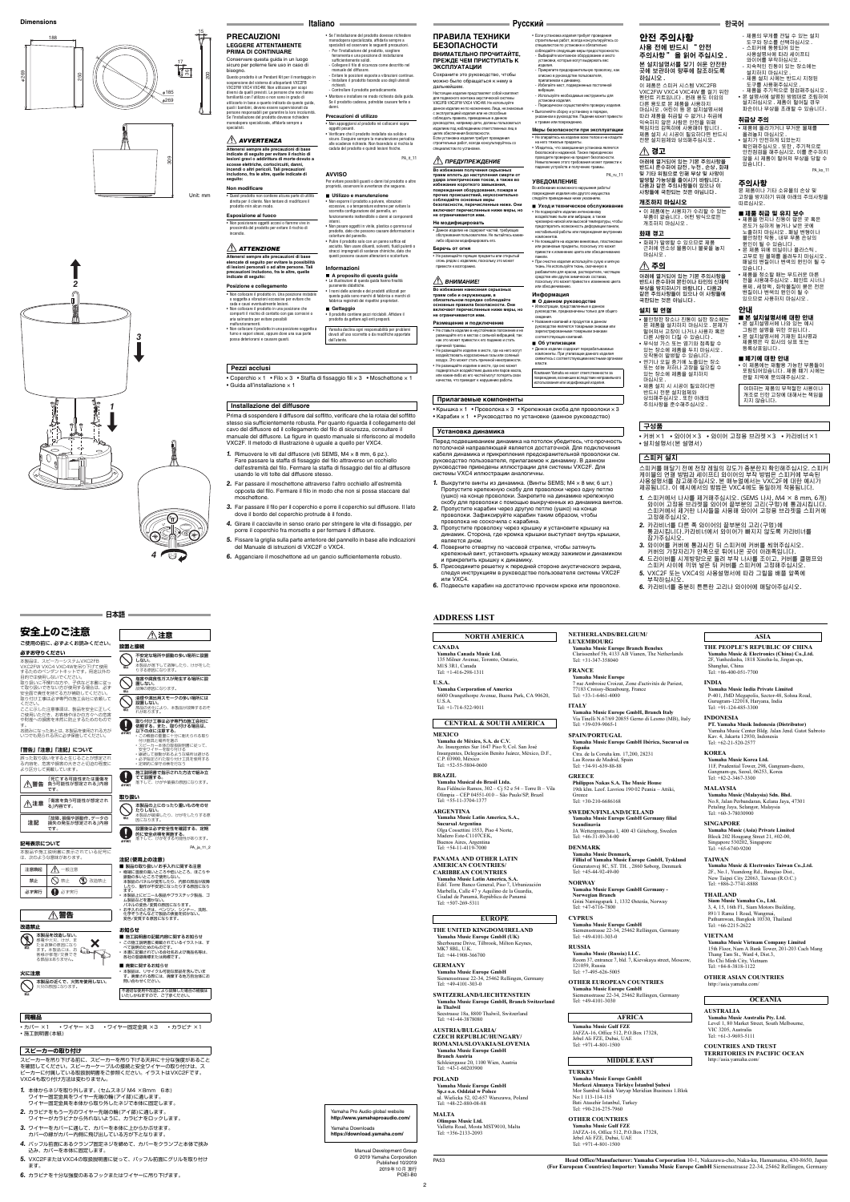## Dimensions

188

ø289

Unit: mm

## Italiano

### PRECAUZIONI

**LEGGERE ATTENTAMENTE PRIMA DI CONTINUARE**

Conservare questa guida in un luogo sicuro per poterne fare uso in caso di bisogno.

Questo prodotto è un Pendant Kit per il montaggio in sospensione del sistema di altoparlanti VXC2FB VXC2FW VXC4 VXC4W. Non utilizzare per scopi diversi da quelli previsti. Le persone che non hanno familiarità con l'utilizzo o non sono in grado di utilizzare in base a quanto indicato da queste guida, quali i bambini, devono essere supervisionati da persone responsabili per garantire la loro incolumità. Se l'installazione del prodotto dovesse richiedere manodopera specializzata, affidarla sempre a specialisti.

#### ⚠ AVVERTENZA

**Attenersi sempre alle precauzioni di base indicate di seguito per evitare il rischio di lesioni gravi o addirittura di morte dovute a scosse elettriche, cortocircuiti, danni, incendi o altri pericoli. Tali precauzioni includono, fra le altre, quelle indicate di seguito:**

**Non modificare**

- Questi prodotto non contiene alcuna parte di utilità diretta per il cliente. Non tentare di modificare il prodotto in alcun modo.

**Esposizione al fuoco**

- Non posizionare oggetti accesi o fiamme vive in prossimità del prodotto per evitare il rischio di incendio.

#### ⚠ ATTENZIONE

**Attenersi sempre alle precauzioni di base elencate di seguito per evitare la possibilità di lesioni personali o ad altre persone. Tali precauzioni includono, fra le altre, quelle indicate di seguito:**

**Posizione e collegamento**

- Non collocare il prodotto in. Una posizione instabile o soggetta a vibrazioni eccessive per evitare che cada e causi eventualmente lesioni.
- Non collocare il prodotto in una posizione che comporti il rischio di contatto con gas corrosivi o aria salmastra per evitare possibili malfunzionamenti.
- Non collocare il prodotto in una posizione soggetta a fumo e vapori oleosi, oppure dove sia sua parte possa deteriorarsi e causare guasti.
- Se l'installazione del prodotto dovesse richiedere manodopera specializzata, affidarla sempre a specialisti ed osservare le seguenti precauzioni.
  - Per l'installazione del prodotto, scegliere ferramenta e una posizione di installazione sufficientemente solidi.
  - Collegare il filo di sicurezza come descritto nel manuale del diffusore.
  - Evitare le posizioni esposte a vibrazioni continue.
  - Installare il prodotto facendo uso degli utensili richiesti.
  - Controllare il prodotto periodicamente.
- Montare e installare in modo richiesto dalla guida. Se il prodotto cadesse, potrebbe causare ferite o danni.

**Precauzioni di utilizzo**

- Non appoggiarsi al prodotto né collocarvi sopra oggetti pesanti.
- Verificare che il prodotto installato sia solido e sicuro. Eseguire sempre la manutenzione periodica allo scadenze richieste. Non trascurate in modo la caduta del prodotto e quindi lesioni fisiche.

PA_it_1

#### AVVISO

Per evitare possibili guasti o danni del prodotto e altre proprietà, osservare le avvertenze riportate di seguito.

**■ Utilizzo e manutenzione**

- Non esporre il prodotto a polvere, vibrazioni eccessive, o a temperature estreme per evitare lo scorretto configurazione del pannello, un funzionamento inattendibile o danni ai componenti interni.
- Non posare oggetti in vinile, plastica o gomma sul prodotto, dato che possono causare deformazioni o scolorimento del pannello.
- Pulire il prodotto solo con un panno soffice ed asciutto. Non usare diluenti, solventi, fluidi pulenti o strazzi impregnati di sostanze chimiche, dato che questi possono causare alterazioni e scolorimento.

#### Informazioni

**■ A proposito di questa guida**

- Le illustrazioni di questa guida hanno finalità puramente didattiche.
- I nomi delle aziende e dei prodotti utilizzati per questa guida sono marchi di fabbrica o marchi di fabbrica registrati dei rispettivi proprietari.

**■ Gettaggio**

- Il prodotto contiene pezzi riciclabili. Affidare il prodotto da gettare agli enti preposti.

Yamaha declina ogni responsabilità per problemi dovuti all'uso scorretto o da modifiche apportate dall'utente.

### Pezzi acclusi

- Coperchio × 1 • Filo × 3 • Staffa di fissaggio fili × 3 • Moschettone × 1
- Guida all'installazione × 1

### Installazione del diffusore

Prima di sospendere il diffusore dal soffitto, verificare che la rotaia del soffitto stesso sia sufficientemente robusta. Per quanto riguarda il collegamento del cavo del diffusore ed il collegamento del filo di sicurezza, consultare il manuale del diffusore. Le figure in questo manuale si riferiscono al modello VXC2F. Il metodo di illustrazione è uguale a quello per VXC4.

1. Rimuovere le viti del diffusore (viti SEMS, M4 × 8 mm, 6 pz.). Fare passare la staffa di fissaggio del filo attraverso un occhiello dell'estremità del filo. Fermare la staffa di fissaggio del filo al diffusore usando le viti tolte dal diffusore stesso.
2. Far passare il moschettone attraverso l'altro occhiello all'estremità opposta del filo. Fermare il filo in modo che non si possa staccare dal moschettone.
3. Far passare il filo per il coperchio e porre il coperchio sul diffusore. Il lato dove il bordo del coperchio protrude è il fondo.
4. Girare il cacciavite in senso orario per stringere le vite di fissaggio, per porre il coperchio fra morsetto e per fermare il diffusore.
5. Fissare la griglia sulla parte frontale del pannello in base alle indicazioni del Manuale di istruzioni di VXC2F o VXC4.
6. Agganciare il moschettone ad un gancio sufficientemente robusto.

## Русский

### ПРАВИЛА ТЕХНИКИ БЕЗОПАСНОСТИ

**ВНИМАТЕЛЬНО ПРОЧИТАЙТЕ, ПРЕЖДЕ ЧЕМ ПРИСТУПАТЬ К ЭКСПЛУАТАЦИИ**

Сохраните это руководство, чтобы можно было обращаться к нему в дальнейшем.

Настоящее изделие представляет собой комплект для подвесного монтажа акустической системы VXC2FB VXC2FW VXC4 VXC4W. Не используйте данное изделие не по назначению. Лица, не знакомые с эксплуатацией изделия или не способные соблюдать правила, приведенные в данном руководстве, например дети, должны пользоваться изделием под наблюдением ответственных лиц в целях обеспечения безопасности. Если установка изделия требует проведения строительных работ, всегда консультируйтесь со специалистом по установке.

#### ⚠ ПРЕДУПРЕЖДЕНИЕ

**Во избежание получения серьезных травм вплоть до наступления смерти от удара электрическим током, а также во избежание короткого замыкания, повреждения оборудования, пожара и прочих происшествий, неукоснительно соблюдайте основные меры безопасности, перечисленные ниже. Они включают перечисленные ниже меры, но не ограничиваются ими.**

**Не модифицировать**

- Данное изделие не содержит частей, требующих обслуживания пользователем. Не пытайтесь каким-либо образом модифицировать его.

**Беречь от огня**

- Не размещайте горящие предметы или открытый огонь рядом с изделием, поскольку это может привести к возгоранию.

#### ⚠ ВНИМАНИЕ!

**Во избежание нанесения серьезных травм себе и окружающим, а также повреждения изделия и другого имущества, всегда соблюдайте основные правила безопасности. Они включают перечисленные ниже меры, но не ограничиваются ими.**

**Размещение и подключение**

- Не ставьте изделие в неустойчивое положение или размещайте его в местах с сильной вибрацией, так как это может привести к его падению и стать причиной травмы.
- Не размещайте изделие в месте, где на него могут воздействовать коррозионные газы или соленый воздух. Это может стать причиной неисправности.
- Не размещайте изделие в месте, где оно может подвергаться воздействию дыма или паров масла, или какие-нибудь его части могут потерять свое качество, что приведет к нарушению работы.
- Если установка изделия требует проведения строительных работ, всегда консультируйтесь со специалистом по установке и обязательно соблюдайте следующие меры предосторожности.
  - Выбирайте монтажное оборудование и место установки, которые могут выдержать вес изделия.
  - Прикрепите предохранительную проволоку, как описано в руководстве пользователя, прилагаемом к динамику.
  - Избегайте мест, подверженных постоянной вибрации.
  - Используйте необходимые инструменты для установки изделия.
  - Периодически осуществляйте проверку изделия.
- Выполняйте сборку и установку в порядке, указанном в руководстве. Падение может привести к травме или повреждениям.

**Меры безопасности при эксплуатации**

- Не опирайтесь на изделие всем телом и не кладите на него тяжелые предметы.
- Убедитесь, что завершенная установка является безопасной и надежной. Также периодически проводите проверки на предмет безопасности. Невыполнение этого требования может привести к падению устройств и получению травмы.

PA_ru_11

#### УВЕДОМЛЕНИЕ

Во избежание возможного нарушения работы/повреждения изделия или другого имущества следуйте приведенным ниже указаниям.

**■ Уход и техническое обслуживание**

- Не подвергайте изделие чрезмерному воздействию пыли или вибрации, а также чрезмерно низкой или высокой температуры, чтобы предотвратить возможность деформации панели, нестабильной работы или повреждения внутренних компонентов.
- Не помещайте на изделие виниловые, пластиковые или резиновые предметы, поскольку это может привести к изменению цвета или обесцвечиванию панели.
- При очистке изделия используйте сухую и мягкую ткань. Не используйте пятна, скипидары и разбавители для краски, растворители, чистящие средства или другие химические составы, поскольку это может привести к изменению цвета или обесцвечиванию.

#### Информация

**■ О данном руководстве**

- Иллюстрации, представленные в данном руководстве, предназначены только для общего сведения.
- Названия компаний и продуктов в данном руководстве являются товарными знаками или зарегистрированными товарными знаками соответствующих компаний.

**■ Об утилизации**

- Данное изделие содержит перерабатываемые компоненты. При утилизации данного изделия свяжитесь с соответствующими местными органами власти.

Компания Yamaha не несет ответственности за повреждения, возникшие вследствие неправильного использования или модификаций изделия.

### Прилагаемые компоненты

- Крышка × 1 • Проволока × 3 • Крепежная скоба для проволоки × 3
- Карабин × 1 • Руководство по установке (данное руководство)

### Установка динамика

Перед подвешиванием динамика на потолок убедитесь, что прочность потолочной направляющей является достаточной. Для подключения кабеля динамика и прикрепления предохранительной проволоки см. руководство пользователя, прилагаемое к динамику. В данном руководстве приведены иллюстрации для системы VXC2F. Для системы VXC4 иллюстрации аналогичны.

1. Выкрутите винты из динамика. (Винты SEMS; M4 × 8 мм; 6 шт.) Пропустите крепежную скобу для проволоки через одну петлю (ушко) на конце проволоки. Закрепите на динамике крепежную скобу для проволоки с помощью выкрученных из динамика винтов.
2. Пропустите карабин через другую петлю (ушко) на конце проволоки. Зафиксируйте карабин таким образом, чтобы проволока не соскочила с карабина.
3. Пропустите проволоку через крышку и установите крышку на динамик. Сторона, где кромка крышки выступает внутрь крышки, является дном.
4. Поверните отвертку по часовой стрелке, чтобы затянуть крепежный винт, установить крышку между зажимом и динамиком и прикрепить крышку к динамику.
5. Присоедините решетку к передней стороне акустического экрана, следуя инструкциям в руководстве пользователя системы VXC2F или VXC4.
6. Подвесьте карабин на достаточно прочном крюке или проволоке.

## 한국어

### 안전 주의사항

**사용 전에 반드시 "안전 주의사항"을 읽어 주십시오.**

**본 설치설명서를 찾기 쉬운 안전한 곳에 보관하여 향후에 참조하도록 하십시오.**

이 제품은 스피커 시스템 VXC2FB VXC2FW VXC4 VXC4W를 걸기 위한 펜던트 키트입니다. 원래 용도 이외의 다른 용도로 본 제품을 사용하지 마십시오. 어린이 등 본 설치설명서에 따라 제품을 처리할 수 없거나 취급에 익숙하지 않은 사람은 안전을 위해 책임자의 감독하에 사용해야 합니다. 제품 설치 시 시공이 필요하다면 반드시 전문 설치업자와 상의하십시오.

#### ⚠ 경고

아래에 열거되어 있는 기본 주의사항을 반드시 준수하여 감전, 누전, 손상, 화재 및 기타 위험으로 인한 부상 및 사망이 발생할 가능성을 줄이시기 바랍니다. 다음과 같은 주의사항들이 있으나 이 사항들에 국한되는 것은 아닙니다.

**개조하지 마십시오**

- 이 제품에는 사용자가 수리할 수 있는 부품이 없습니다. 어떤 방식으로든 개조하지 마십시오.

**화재 경고**

- 화재가 발생할 수 있으므로 제품 근처에 연소성 물품이나 불꽃을 놓지 마십시오.

#### ⚠ 주의

아래에 열거되어 있는 기본 주의사항을 반드시 준수하여 본인이나 타인의 신체적 부상을 방지하시기 바랍니다. 다음과 같은 주의사항들이 있으나 이 사항들에 국한되는 것은 아닙니다.

**설치 및 연결**

- 불안정한 장소나 진동이 심한 장소에는 본 제품을 설치하지 마십시오. 전체가 떨어져서 고장이 나거나 사람과 제품 다른 사람이 다칠 수 있습니다.
- 부식성 가스 또는 염기의 접촉할 수 있는 장소에 제품을 두지 마십시오. 오작동이 발생할 수 있습니다.
- 연기나 오일 증기에 노출되는 장소 또는 외부 재료나 고장을 일으킬 수 있는 장소에 제품을 설치하지 마십시오.
- 제품 설치 시 시공이 필요하다면 반드시 전문 설치업자와 상의하고, 또한 아래의 주의사항을 준수하십시오.
  - 제품의 무게를 견딜 수 있는 설치 도구와 장소를 선택하십시오.
  - 스피커에 동봉되어 있는 사용설명서에 따라 세이프티 와이어를 부착하십시오.
  - 지속적인 진동이 있는 장소에는 설치하지 마십시오.
  - 제품 설치 시에는 반드시 지정된 도구를 사용해주십시오.
  - 제품을 주기적으로 점검해주십시오.
- 본 설명서에 설명된 방법대로 조립하여 설치하십시오. 제품이 떨어질 경우 파손이나 부상을 초래할 수 있습니다.

**취급상 주의**

- 제품에 몸을 기대거나 무거운 물체를 올리지 마십시오.
- 설치가 안전하게 되었는지 확인해주십시오. 또한, 주기적으로 안전점검을 해주십시오. 이를 준수하지 않을 시 제품이 떨어져 부상을 당할 수 있습니다.

PA_ko_11

#### 주의사항

본 제품이나 기타 소유물의 손상 및 고장을 방지하기 위해 아래의 주의사항을 따르십시오.

**■ 제품 취급 및 유지 보수**

- 제품을 먼지나 진동이 많은 곳 혹은 온도가 심하게 높거나 낮은 곳에 노출하지 마십시오. 패널 변형이나 불안정한 작동, 내부 부품 손상의 원인이 될 수 있습니다.
- 본 제품 위에 비닐이나 플라스틱, 고무로 된 물체를 올려두지 마십시오. 패널의 변질이나 변색의 원인이 될 수 있습니다.
- 제품을 청소할 때는 부드러운 마른 천을 사용해주십시오. 페인트 시너나 용제, 세정액, 화학물질이 묻은 천은 변질이나 변색의 원인이 될 수 있으므로 사용하지 마십시오.

#### 안내

**■ 본 설치설명서에 대한 안내**

- 본 설치설명서에 사용된 모든 예시 그림은 설명용을 위한 것입니다.
- 본 설치설명서에 기재된 회사명과 제품명은 각 회사의 상표 또는 등록상표입니다.

**■ 폐기에 대한 안내**

- 이 제품에는 재활용 가능한 부품들이 포함되어 있습니다. 제품 폐기 시에는 관할 지역에 문의하십시오.

야마하는 제품의 부적절한 사용이나 개조로 인한 고장에 대해서는 책임을 지지 않습니다.

### 구성품

- 커버 × 1 • 와이어 × 3 • 와이어 고정용 브래킷 × 3 • 카라비너 × 1
- 설치설명서 (본 설명서)

### 스피커 설치

스피커를 매달기 전에 천장 레일의 강도가 충분한지 확인해주십시오. 스피커 케이블의 연결 방법과 세이프티 와이어의 부착 방법은 스피커에 부속된 사용설명서를 참고해주십시오. 본 책자에서는 VXC2F에 대한 예시가 제공됩니다. 이 예시에서의 방법은 VXC4에도 동일하게 적용됩니다.

1. 스피커에서 나사를 제거해주십시오. (SEMS 나사, M4 × 8 mm, 6개) 와이어 고정용 브래킷을 와이어 끝부분의 고리(구멍)에 통과시킵니다. 스피커에서 제거한 나사들을 사용해 와이어 고정용 브라켓을 스피커에 고정해주십시오.
2. 카라비너를 다른 쪽 와이어의 끝부분의 고리(구멍)에 통과시킵니다. 카라비너에서 와이어가 빠지지 않도록 카라비너를 잠가주십시오.
3. 와이어를 커버에 통과시킨 뒤 스피커에 커버를 씌워주십시오. 커버의 가장자리가 안쪽으로 튀어나온 곳이 아래쪽입니다.
4. 드라이버를 시계방향으로 돌려 붓게 나사를 조이고, 커버를 클램프와 스피커 사이에 끼워 넣은 뒤 커버를 스피커에 고정해주십시오.
5. VXC2F 또는 VXC4의 사용설명서에 따라 그릴을 배플 앞쪽에 부착하십시오.
6. 카라비너를 충분히 튼튼한 고리나 와이어에 매달아주십시오.

## 日本語

### 安全上のご注意

**ご使用の前に、必ずよくお読みください。**

**必ずお守りください**

本製品は、スピーカーシステムVXC2FB VXC2FW VXC4 VXC4W を吊り下げて使用するためのペンダントキットです。用途以外の目的では使用しないでください。

取り扱いに不慣れなかた、子供など本書に従って取り扱いできないかたが使用する場合は、必ず安全面で責任を持てるかた管理してください。取り付け工事は必ず専門の施工業者にご依頼してください。

ここに示した注意事項は、製品を安全に正しくご使用いただき、お客様や他の方々への危害や財産への損害を未然に防止するためのものです。

お読みになったあとは、本製品を使用されるかたがいつでも見られる所に必ず保管してください。

**「警告」「注意」「注記」について**

誤った取り扱いをすると生じることが想定される内容を、危害や損害の大きさと切迫の程度に応じて区分して掲載しています。

| | |
|---|---|
| ⚠警告 | 「死亡する可能性または重傷を負う可能性が想定される」内容です。 |
| ⚠注意 | 「傷害を負う可能性が想定される」内容です。 |
| 注記 | 「故障、損傷や誤動作、データの損失の発生が想定される」内容です。 |

**記号表示について**

本製品や取扱説明書に表示されている記号には、次のような意味があります。

| | | |
|---|---|---|
| 注意喚起 | ⚠ 一般注意 | |
| 禁止 | ⊘ 禁止 | 改造禁止 |
| 必ず実行 | ● 必ず実行 | |

PA_ja_11_2

#### ⚠ 警告

**改造禁止**

本製品を改造しない。
感電や火災、けが、または故障の原因となります。本製品には、お客様が修理/交換できる部品はありません。

**火に注意**

本製品のそばで、火気を使用しない。
火災の原因になります。

#### ⚠ 注意

**設置と接続**

不安定な場所や振動の多い場所に設置しない。
本製品が落下して故障したり、けがをしたりする原因になります。

塩害や腐食性ガスが発生する場所に設置しない。
故障の原因になります。

油煙や湯気、煙などの多い場所には設置しない。
製品の劣化により、本製品が故障するおそれがあります。

取り付け工事は必ず専門の施工業者にご依頼する。また、取り付ける場合は、以下の点に注意する。
- この機器の荷重に十分耐えられる取り付け器具と場所を選ぶ
- スピーカー本体の取扱説明書に従って、安全ワイヤーを取り付ける
- 振動して移動があるような場所は避ける
- 必ず指示どおりに取り付け工具を使用する
- 定期的に保守点検を行う

施工説明書で指示された方法で組み立てて設置する。
落下して、けがや故障の原因になります。

**取り扱い**

本製品の上にのったり重いものをのせたりしない。
本製品が破損したり、けがをしたりする原因になります。

設置後は必ず安全性を確認する。定期的に安全点検を実施する。
落下して、けがをする可能性があります。

#### 注記 (使用上の注意)

**■ 製品の取り扱いとお手入れに関する注意**

- 極端に温度の高いところや低いところ、ほこりや振動の多いところで使用しない。
  本製品のパネルが変形したり、内部の部品が故障したり、動作が不安定になったりする原因になります。
- 本製品上にビニール製品やプラスチック製品、ゴム製品などを置かない。
  パネルの変色/変質の原因になります。
- お手入れのときは、ベンジン、シンナー、洗剤、化学ぞうきんなどは使用しない。
  変色/変質する原因となります。

#### お知らせ

**■ 施工説明書の記載内容に関するお知らせ**

- この施工説明書に掲載されているイラストは、すべて説明のためのものです。
- 本書に記載されている会社名および商品名等は、各社の登録商標または商標です。

**■ 廃棄に関するお知らせ**

- 本製品は、リサイクル可能な部品を含んでいます。廃棄される際には、廃棄する地方自治体にお問い合わせください。

不適切な使用や改造により故障した場合の補償はいたしかねますので、ご了承ください。

### 同梱品

- カバー ×1 • ワイヤー ×3 • ワイヤー固定金具 ×3 • カラビナ ×1
- 施工説明書 (本書)

### スピーカーの取り付け

スピーカーを吊り下げる前に、スピーカーを吊り下げる天井に十分な強度があることを確認してください。スピーカーケーブルの接続と安全ワイヤーの取り付けは、スピーカーに付属している取扱説明書をご参照ください。イラストはVXC2Fです。VXC4も取り付け方法は変わりません。

1. 本体からネジを取り外します。(セムスネジ M4 × 8mm 6本)
   ワイヤー固定金具をワイヤー先端の輪(アイ)に通します。
   ワイヤー固定金具を本体から取り外したネジで本体に固定します。
2. カラビナをもう一方のワイヤー先端の輪(アイ)に通します。
   ワイヤーがカラビナから外れないように、カラビナをロックします。
3. ワイヤーをカバーに通して、カバーを本体に上からかぶせます。
   カバーの縁がカバー内側に飛び出している方が下となります。
4. バッフル前面にあるクランプ固定ネジを締めて、カバーをクランプと本体で挟み込み、カバーを本体に固定します。
5. VXC2FまたはVXC4の取扱説明書に従って、バッフル前面にグリルを取り付けます。
6. カラビナを十分な強度のあるフックまたはワイヤーに吊り下げます。

## ADDRESS LIST

### NORTH AMERICA

**CANADA**
**Yamaha Canada Music Ltd.**
135 Milner Avenue, Toronto, Ontario, M1S 3R1, Canada
Tel: +1-416-298-1311

**U.S.A.**
**Yamaha Corporation of America**
6600 Orangethorpe Avenue, Buena Park, CA 90620, U.S.A.
Tel: +1-714-522-9011

### CENTRAL & SOUTH AMERICA

**MEXICO**
**Yamaha de México, S.A. de C.V.**
Av. Insurgentes Sur 1647 Piso 9, Col. San José Insurgentes, Delegación Benito Juárez, México, D.F., C.P. 03900, México
Tel: +52-55-5804-0600

**BRAZIL**
**Yamaha Musical do Brasil Ltda.**
Rua Fidêncio Ramos, 302 – Cj 52 e 54 – Torre B – Vila Olímpia – CEP 04551-010 – São Paulo/SP, Brazil
Tel: +55-11-3704-1377

**ARGENTINA**
**Yamaha Music Latin America, S.A., Sucursal Argentina**
Olga Cossettini 1553, Piso 4 Norte, Madero Este-C1107CEK, Buenos Aires, Argentina
Tel: +54-11-4119-7000

**PANAMA AND OTHER LATIN AMERICAN COUNTRIES/ CARIBBEAN COUNTRIES**
**Yamaha Music Latin America, S.A.**
Edif. Torre Banco General, Piso 7, Urbanización Marbella, Calle 47 y Aquilino de la Guardia, Ciudad de Panamá, República de Panamá
Tel: +507-269-5311

### EUROPE

**THE UNITED KINGDOM/IRELAND**
**Yamaha Music Europe GmbH (UK)**
Sherbourne Drive, Tilbrook, Milton Keynes, MK7 8BL, U.K.
Tel: +44-1908-366700

**GERMANY**
**Yamaha Music Europe GmbH**
Siemensstrasse 22-34, 25462 Rellingen, Germany
Tel: +49-4101-303-0

**SWITZERLAND/LIECHTENSTEIN**
**Yamaha Music Europe GmbH, Branch Switzerland in Thalwil**
Seestrasse 18a, 8800 Thalwil, Switzerland
Tel: +41-44-3878080

**AUSTRIA/BULGARIA/ CZECH REPUBLIC/HUNGARY/ ROMANIA/SLOVAKIA/SLOVENIA**
**Yamaha Music Europe GmbH Branch Austria**
Schleiergasse 20, 1100 Wien, Austria
Tel: +43-1-60203900

**POLAND**
**Yamaha Music Europe GmbH Sp.z o.o. Oddział w Polsce**
ul. Wrotkowa 52, 02-857 Warszawa, Poland
Tel: +48-22-880-08-88

**MALTA**
**Olimpus Music Ltd.**
Valletta Road, Mosta MST9010, Malta
Tel: +356-2133-2093

**NETHERLANDS/BELGIUM/ LUXEMBOURG**
**Yamaha Music Europe Branch Benelux**
Clarissenhof 5b, 4133 AB Vianen, The Netherlands
Tel: +31-347-358040

**FRANCE**
**Yamaha Music Europe**
7 rue Ambroise Croizat, Zone d'activités de Pariest, 77183 Croissy-Beaubourg, France
Tel: +33-1-6461-4000

**ITALY**
**Yamaha Music Europe GmbH, Branch Italy**
Via Tinelli N.67/69 20855 Gerno di Lesmo (MB), Italy
Tel: +39-039-9065-1

**SPAIN/PORTUGAL**
**Yamaha Music Europe GmbH Ibérica, Sucursal en España**
Ctra. de la Coruña km. 17,200, 28231 Las Rozas de Madrid, Spain
Tel: +34-91-639-88-88

**GREECE**
**Philippos Nakas S.A. The Music House**
19th klm. Leof. Lavriou 190 02 Peania – Attiki, Greece
Tel: +30-210-6686168

**SWEDEN/FINLAND/ICELAND**
**Yamaha Music Europe GmbH Germany filial Scandinavia**
JA Wettergrensgata 1, 400 43 Göteborg, Sweden
Tel: +46-31-89-34-00

**DENMARK**
**Yamaha Music Denmark, Fillial of Yamaha Music Europe GmbH, Tyskland**
Generatorvej 8C, ST. TH., 2860 Søborg, Denmark
Tel: +45-44-92-49-00

**NORWAY**
**Yamaha Music Europe GmbH - Norwegian Branch**
Grini Næringspark 1, 1332 Østerås, Norway
Tel: +47-6716-7800

**CYPRUS**
**Yamaha Music Europe GmbH**
Siemensstrasse 22-34, 25462 Rellingen, Germany
Tel: +49-4101-303-0

**RUSSIA**
**Yamaha Music (Russia) LLC.**
Room 37, entrance 7, bld. 7, Kievskaya street, Moscow, 121059, Russia
Tel: +7-495-626-5005

**OTHER EUROPEAN COUNTRIES**
**Yamaha Music Europe GmbH**
Siemensstrasse 22-34, 25462 Rellingen, Germany
Tel: +49-4101-303-0

### AFRICA

**Yamaha Music Gulf FZE**
JAFZA-16, Office 512, P.O.Box 17328, Jebel Ali FZE, Dubai, UAE
Tel: +971-4-801-1500

### MIDDLE EAST

**TURKEY**
**Yamaha Music Europe GmbH Merkezi Almanya Türkiye İstanbul Şubesi**
Mor Sumbul Sokak Varyap Meridian Business 1.Blok No:1 113-114-115 Bati Atasehir Istanbul, Turkey
Tel: +90-216-275-7960

**OTHER COUNTRIES**
**Yamaha Music Gulf FZE**
JAFZA-16, Office 512, P.O.Box 17328, Jebel Ali FZE, Dubai, UAE
Tel: +971-4-801-1500

### ASIA

**THE PEOPLE'S REPUBLIC OF CHINA**
**Yamaha Music & Electronics (China) Co.,Ltd.**
2F, Yunhedasha, 1818 Xinzha-lu, Jingan-qu, Shanghai, China
Tel: +86-400-051-7700

**INDIA**
**Yamaha Music India Private Limited**
P-401, JMD Megapolis, Sector-48, Sohna Road, Gurugram-122018, Haryana, India
Tel: +91-124-485-3300

**INDONESIA**
**PT. Yamaha Musik Indonesia (Distributor)**
Yamaha Music Center Bldg. Jalan Jend. Gatot Subroto Kav. 4, Jakarta 12930, Indonesia
Tel: +62-21-520-2577

**KOREA**
**Yamaha Music Korea Ltd.**
11F, Prudential Tower, 298, Gangnam-daero, Gangnam-gu, Seoul, 06253, Korea
Tel: +82-2-3467-3300

**MALAYSIA**
**Yamaha Music (Malaysia) Sdn. Bhd.**
No.8, Jalan Perbandaran, Kelana Jaya, 47301 Petaling Jaya, Selangor, Malaysia
Tel: +60-3-78030900

**SINGAPORE**
**Yamaha Music (Asia) Private Limited**
Block 202 Hougang Street 21, #02-00, Singapore 530202, Singapore
Tel: +65-6740-9200

**TAIWAN**
**Yamaha Music & Electronics Taiwan Co.,Ltd.**
2F., No.1, Yuandong Rd., Banqiao Dist., New Taipei City 22063, Taiwan (R.O.C.)
Tel: +886-2-7741-8888

**THAILAND**
**Siam Music Yamaha Co., Ltd.**
3, 4, 15, 16th Fl., Siam Motors Building, 891/1 Rama 1 Road, Wangmai, Pathumwan, Bangkok 10330, Thailand
Tel: +66-2215-2622

**VIETNAM**
**Yamaha Music Vietnam Company Limited**
15th Floor, Nam A Bank Tower, 201-203 Cach Mang Thang Tam St., Ward 4, Dist.3, Ho Chi Minh City, Vietnam
Tel: +84-8-3818-1122

**OTHER ASIAN COUNTRIES**
http://asia.yamaha.com/

### OCEANIA

**AUSTRALIA**
**Yamaha Music Australia Pty. Ltd.**
Level 1, 80 Market Street, South Melbourne, VIC 3205, Australia
Tel: +61-3-9693-5111

**COUNTRIES AND TRUST TERRITORIES IN PACIFIC OCEAN**
http://asia.yamaha.com/

Yamaha Pro Audio global website
**http://www.yamahaproaudio.com/**

Yamaha Downloads
**https://download.yamaha.com/**

Manual Development Group
© 2019 Yamaha Corporation
Published 10/2019
2019年10月 発行
POEI-B0

PA53

**Head Office/Manufacturer: Yamaha Corporation** 10-1, Nakazawa-cho, Naka-ku, Hamamatsu, 430-8650, Japan
**(For European Countries) Importer: Yamaha Music Europe GmbH** Siemensstrasse 22-34, 25462 Rellingen, Germany